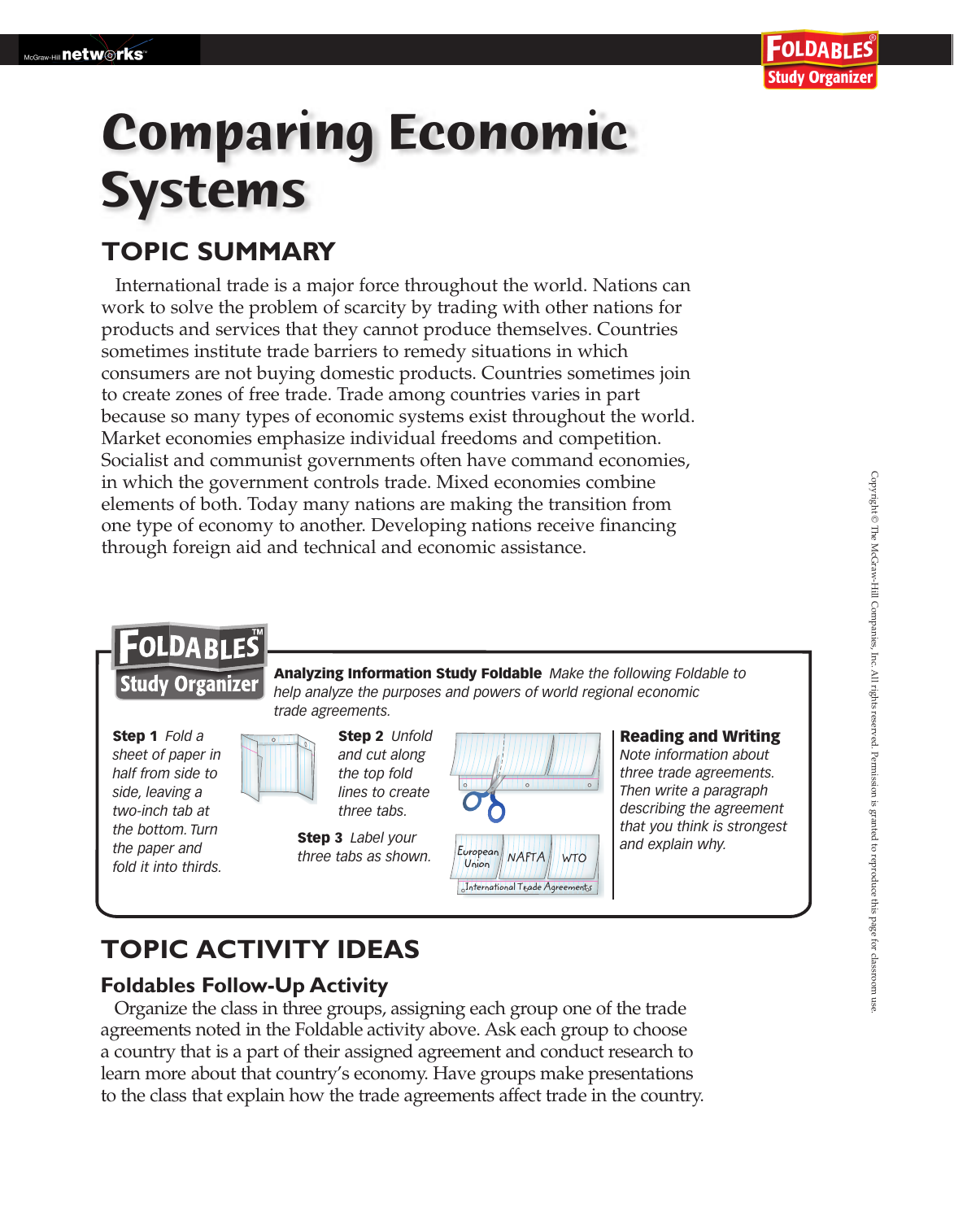# Comparing Economic Systems

## TOPIC SUMMARY

International trade is a major force throughout the world. Nations can work to solve the problem of scarcity by trading with other nations for products and services that they cannot produce themselves. Countries sometimes institute trade barriers to remedy situations in which consumers are not buying domestic products. Countries sometimes join to create zones of free trade. Trade among countries varies in part because so many types of economic systems exist throughout the world. Market economies emphasize individual freedoms and competition. Socialist and communist governments often have command economies, in which the government controls trade. Mixed economies combine elements of both. Today many nations are making the transition from one type of economy to another. Developing nations receive financing through foreign aid and technical and economic assistance.

**FOLDABLES™ Study Organizer**

**Analyzing Information Study Foldable** *Make the following Foldable to help analyze the purposes and powers of world regional economic trade agreements.*

**Step 1** *Fold a sheet of paper in half from side to side, leaving a two-inch tab at the bottom. Turn the paper and fold it into thirds.*

**Step 2** *Unfold and cut along the top fold lines to create three tabs.*

**Step 3** *Label your three tabs as shown.*

European Union | NAFTA | WTO

International Trade Agreements

**Reading and Writing** *Note information about three trade agreements. Then write a paragraph describing the agreement that you think is strongest and explain why.*

## TOPIC ACTIVITY IDEAS

### Foldables Follow-Up Activity

Organize the class in three groups, assigning each group one of the trade agreements noted in the Foldable activity above. Ask each group to choose a country that is a part of their assigned agreement and conduct research to learn more about that country's economy. Have groups make presentations to the class that explain how the trade agreements affect trade in the country.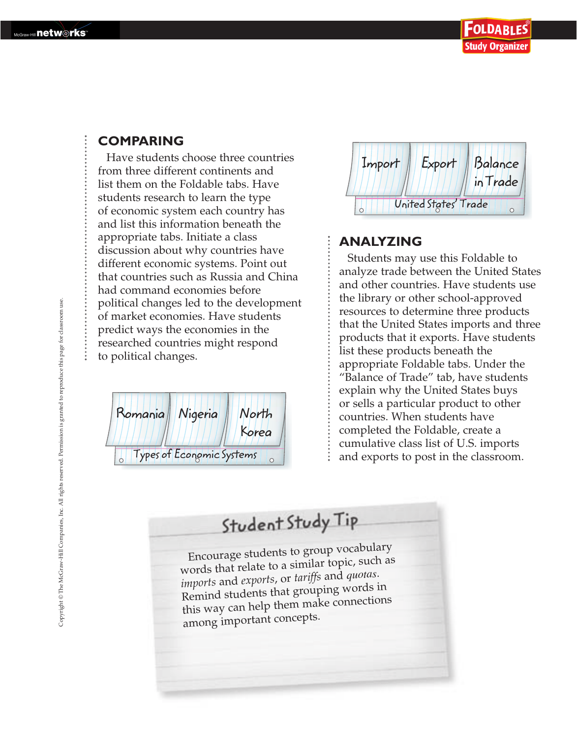## COMPARING

Have students choose three countries from three different continents and list them on the Foldable tabs. Have students research to learn the type of economic system each country has and list this information beneath the appropriate tabs. Initiate a class discussion about why countries have different economic systems. Point out that countries such as Russia and China had command economies before political changes led to the development of market economies. Have students predict ways the economies in the researched countries might respond to political changes.

Romania | Nigeria | North Korea

Types of Economic Systems

Import | Export | Balance in Trade

United States' Trade

## ANALYZING

Students may use this Foldable to analyze trade between the United States and other countries. Have students use the library or other school-approved resources to determine three products that the United States imports and three products that it exports. Have students list these products beneath the appropriate Foldable tabs. Under the "Balance of Trade" tab, have students explain why the United States buys or sells a particular product to other countries. When students have completed the Foldable, create a cumulative class list of U.S. imports and exports to post in the classroom.

### Student Study Tip

Encourage students to group vocabulary words that relate to a similar topic, such as *imports* and *exports*, or *tariffs* and *quotas*. Remind students that grouping words in this way can help them make connections among important concepts.